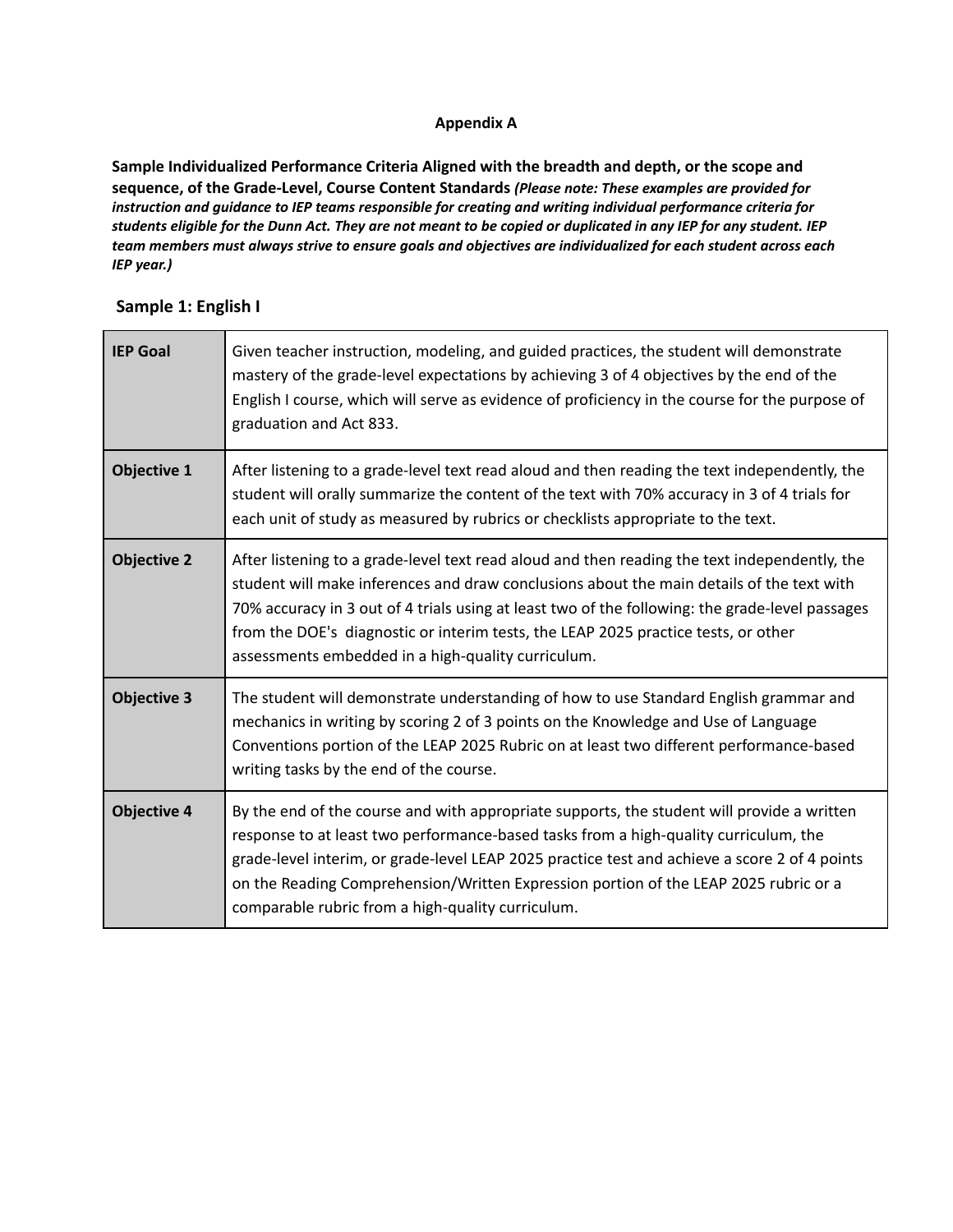**Appendix A**

**Sample Individualized Performance Criteria Aligned with the breadth and depth, or the scope and sequence, of the Grade-Level, Course Content Standards** ***(Please note: These examples are provided for instruction and guidance to IEP teams responsible for creating and writing individual performance criteria for students eligible for the Dunn Act. They are not meant to be copied or duplicated in any IEP for any student. IEP team members must always strive to ensure goals and objectives are individualized for each student across each IEP year.)***

## Sample 1: English I

| | |
|---|---|
| **IEP Goal** | Given teacher instruction, modeling, and guided practices, the student will demonstrate mastery of the grade-level expectations by achieving 3 of 4 objectives by the end of the English I course, which will serve as evidence of proficiency in the course for the purpose of graduation and Act 833. |
| **Objective 1** | After listening to a grade-level text read aloud and then reading the text independently, the student will orally summarize the content of the text with 70% accuracy in 3 of 4 trials for each unit of study as measured by rubrics or checklists appropriate to the text. |
| **Objective 2** | After listening to a grade-level text read aloud and then reading the text independently, the student will make inferences and draw conclusions about the main details of the text with 70% accuracy in 3 out of 4 trials using at least two of the following: the grade-level passages from the DOE's diagnostic or interim tests, the LEAP 2025 practice tests, or other assessments embedded in a high-quality curriculum. |
| **Objective 3** | The student will demonstrate understanding of how to use Standard English grammar and mechanics in writing by scoring 2 of 3 points on the Knowledge and Use of Language Conventions portion of the LEAP 2025 Rubric on at least two different performance-based writing tasks by the end of the course. |
| **Objective 4** | By the end of the course and with appropriate supports, the student will provide a written response to at least two performance-based tasks from a high-quality curriculum, the grade-level interim, or grade-level LEAP 2025 practice test and achieve a score 2 of 4 points on the Reading Comprehension/Written Expression portion of the LEAP 2025 rubric or a comparable rubric from a high-quality curriculum. |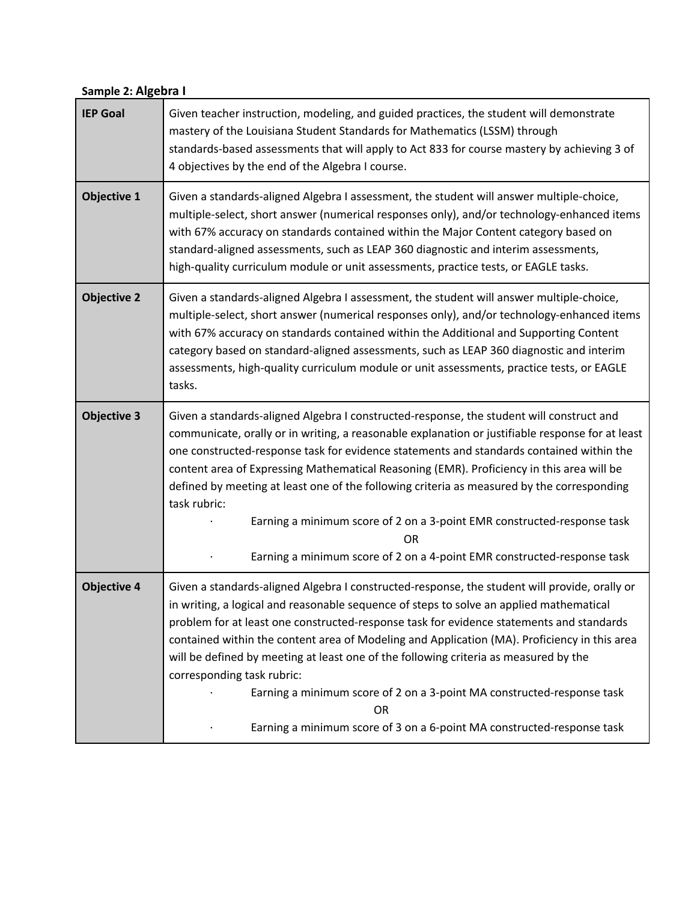**Sample 2: Algebra I**

| | |
|---|---|
| **IEP Goal** | Given teacher instruction, modeling, and guided practices, the student will demonstrate mastery of the Louisiana Student Standards for Mathematics (LSSM) through standards-based assessments that will apply to Act 833 for course mastery by achieving 3 of 4 objectives by the end of the Algebra I course. |
| **Objective 1** | Given a standards-aligned Algebra I assessment, the student will answer multiple-choice, multiple-select, short answer (numerical responses only), and/or technology-enhanced items with 67% accuracy on standards contained within the Major Content category based on standard-aligned assessments, such as LEAP 360 diagnostic and interim assessments, high-quality curriculum module or unit assessments, practice tests, or EAGLE tasks. |
| **Objective 2** | Given a standards-aligned Algebra I assessment, the student will answer multiple-choice, multiple-select, short answer (numerical responses only), and/or technology-enhanced items with 67% accuracy on standards contained within the Additional and Supporting Content category based on standard-aligned assessments, such as LEAP 360 diagnostic and interim assessments, high-quality curriculum module or unit assessments, practice tests, or EAGLE tasks. |
| **Objective 3** | Given a standards-aligned Algebra I constructed-response, the student will construct and communicate, orally or in writing, a reasonable explanation or justifiable response for at least one constructed-response task for evidence statements and standards contained within the content area of Expressing Mathematical Reasoning (EMR). Proficiency in this area will be defined by meeting at least one of the following criteria as measured by the corresponding task rubric:<br>· Earning a minimum score of 2 on a 3-point EMR constructed-response task<br>OR<br>· Earning a minimum score of 2 on a 4-point EMR constructed-response task |
| **Objective 4** | Given a standards-aligned Algebra I constructed-response, the student will provide, orally or in writing, a logical and reasonable sequence of steps to solve an applied mathematical problem for at least one constructed-response task for evidence statements and standards contained within the content area of Modeling and Application (MA). Proficiency in this area will be defined by meeting at least one of the following criteria as measured by the corresponding task rubric:<br>· Earning a minimum score of 2 on a 3-point MA constructed-response task<br>OR<br>· Earning a minimum score of 3 on a 6-point MA constructed-response task |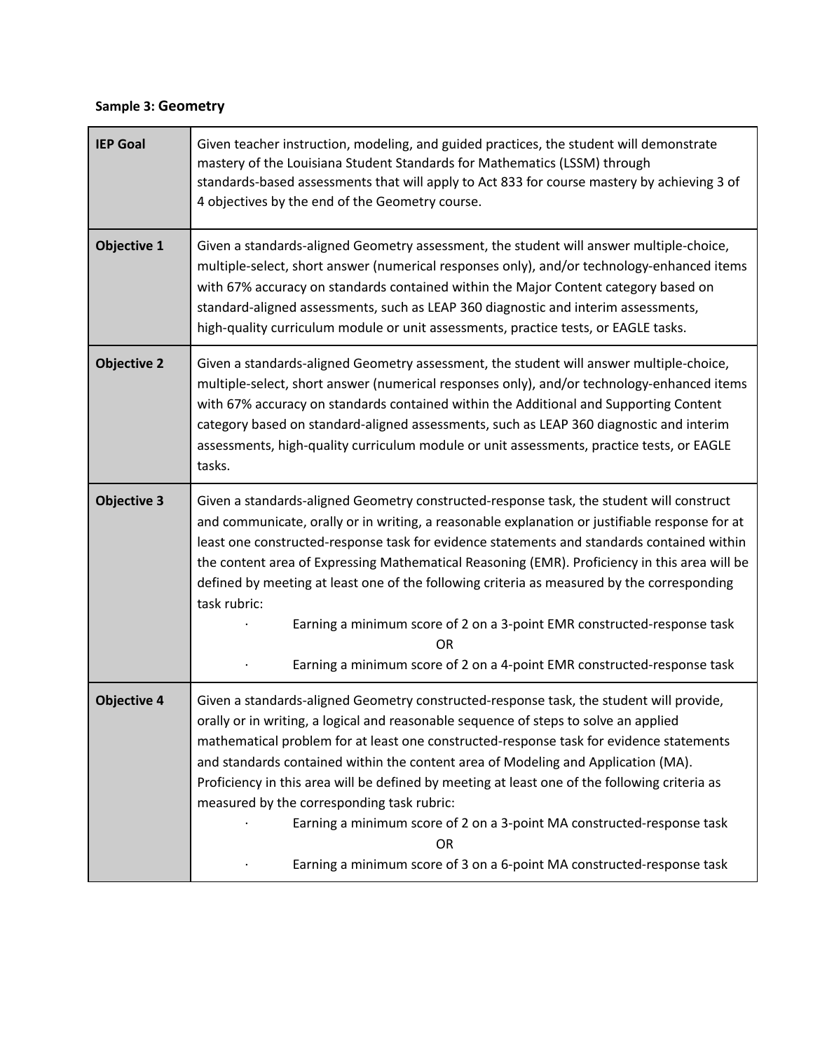**Sample 3: Geometry**

| | |
|---|---|
| **IEP Goal** | Given teacher instruction, modeling, and guided practices, the student will demonstrate mastery of the Louisiana Student Standards for Mathematics (LSSM) through standards-based assessments that will apply to Act 833 for course mastery by achieving 3 of 4 objectives by the end of the Geometry course. |
| **Objective 1** | Given a standards-aligned Geometry assessment, the student will answer multiple-choice, multiple-select, short answer (numerical responses only), and/or technology-enhanced items with 67% accuracy on standards contained within the Major Content category based on standard-aligned assessments, such as LEAP 360 diagnostic and interim assessments, high-quality curriculum module or unit assessments, practice tests, or EAGLE tasks. |
| **Objective 2** | Given a standards-aligned Geometry assessment, the student will answer multiple-choice, multiple-select, short answer (numerical responses only), and/or technology-enhanced items with 67% accuracy on standards contained within the Additional and Supporting Content category based on standard-aligned assessments, such as LEAP 360 diagnostic and interim assessments, high-quality curriculum module or unit assessments, practice tests, or EAGLE tasks. |
| **Objective 3** | Given a standards-aligned Geometry constructed-response task, the student will construct and communicate, orally or in writing, a reasonable explanation or justifiable response for at least one constructed-response task for evidence statements and standards contained within the content area of Expressing Mathematical Reasoning (EMR). Proficiency in this area will be defined by meeting at least one of the following criteria as measured by the corresponding task rubric: <br>· Earning a minimum score of 2 on a 3-point EMR constructed-response task <br>OR <br>· Earning a minimum score of 2 on a 4-point EMR constructed-response task |
| **Objective 4** | Given a standards-aligned Geometry constructed-response task, the student will provide, orally or in writing, a logical and reasonable sequence of steps to solve an applied mathematical problem for at least one constructed-response task for evidence statements and standards contained within the content area of Modeling and Application (MA). Proficiency in this area will be defined by meeting at least one of the following criteria as measured by the corresponding task rubric: <br>· Earning a minimum score of 2 on a 3-point MA constructed-response task <br>OR <br>· Earning a minimum score of 3 on a 6-point MA constructed-response task |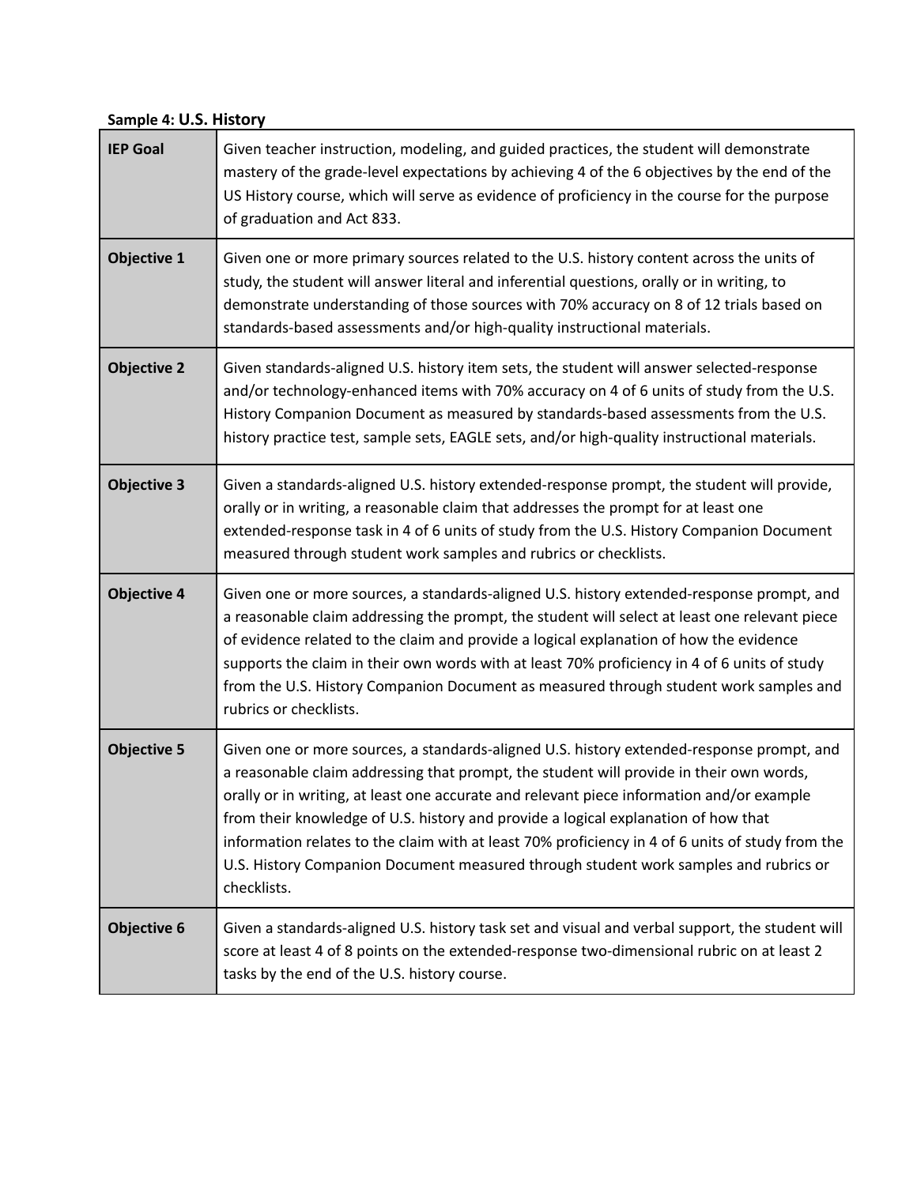**Sample 4: U.S. History**

| | |
|---|---|
| **IEP Goal** | Given teacher instruction, modeling, and guided practices, the student will demonstrate mastery of the grade-level expectations by achieving 4 of the 6 objectives by the end of the US History course, which will serve as evidence of proficiency in the course for the purpose of graduation and Act 833. |
| **Objective 1** | Given one or more primary sources related to the U.S. history content across the units of study, the student will answer literal and inferential questions, orally or in writing, to demonstrate understanding of those sources with 70% accuracy on 8 of 12 trials based on standards-based assessments and/or high-quality instructional materials. |
| **Objective 2** | Given standards-aligned U.S. history item sets, the student will answer selected-response and/or technology-enhanced items with 70% accuracy on 4 of 6 units of study from the U.S. History Companion Document as measured by standards-based assessments from the U.S. history practice test, sample sets, EAGLE sets, and/or high-quality instructional materials. |
| **Objective 3** | Given a standards-aligned U.S. history extended-response prompt, the student will provide, orally or in writing, a reasonable claim that addresses the prompt for at least one extended-response task in 4 of 6 units of study from the U.S. History Companion Document measured through student work samples and rubrics or checklists. |
| **Objective 4** | Given one or more sources, a standards-aligned U.S. history extended-response prompt, and a reasonable claim addressing the prompt, the student will select at least one relevant piece of evidence related to the claim and provide a logical explanation of how the evidence supports the claim in their own words with at least 70% proficiency in 4 of 6 units of study from the U.S. History Companion Document as measured through student work samples and rubrics or checklists. |
| **Objective 5** | Given one or more sources, a standards-aligned U.S. history extended-response prompt, and a reasonable claim addressing that prompt, the student will provide in their own words, orally or in writing, at least one accurate and relevant piece information and/or example from their knowledge of U.S. history and provide a logical explanation of how that information relates to the claim with at least 70% proficiency in 4 of 6 units of study from the U.S. History Companion Document measured through student work samples and rubrics or checklists. |
| **Objective 6** | Given a standards-aligned U.S. history task set and visual and verbal support, the student will score at least 4 of 8 points on the extended-response two-dimensional rubric on at least 2 tasks by the end of the U.S. history course. |